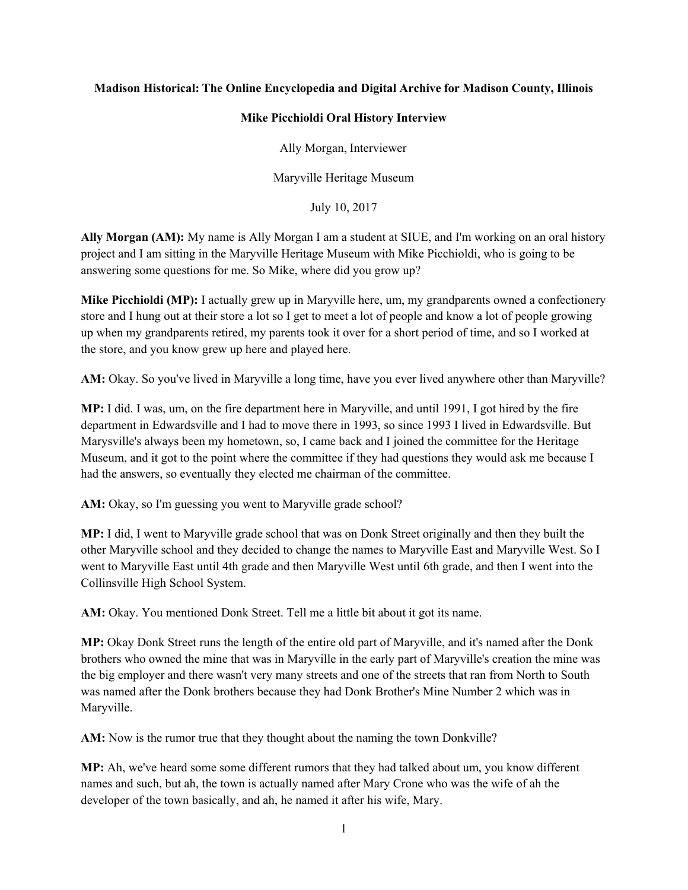**Madison Historical: The Online Encyclopedia and Digital Archive for Madison County, Illinois**

**Mike Picchioldi Oral History Interview**

Ally Morgan, Interviewer

Maryville Heritage Museum

July 10, 2017

**Ally Morgan (AM):** My name is Ally Morgan I am a student at SIUE, and I'm working on an oral history project and I am sitting in the Maryville Heritage Museum with Mike Picchioldi, who is going to be answering some questions for me. So Mike, where did you grow up?

**Mike Picchioldi (MP):** I actually grew up in Maryville here, um, my grandparents owned a confectionery store and I hung out at their store a lot so I get to meet a lot of people and know a lot of people growing up when my grandparents retired, my parents took it over for a short period of time, and so I worked at the store, and you know grew up here and played here.

**AM:** Okay. So you've lived in Maryville a long time, have you ever lived anywhere other than Maryville?

**MP:** I did. I was, um, on the fire department here in Maryville, and until 1991, I got hired by the fire department in Edwardsville and I had to move there in 1993, so since 1993 I lived in Edwardsville. But Marysville's always been my hometown, so, I came back and I joined the committee for the Heritage Museum, and it got to the point where the committee if they had questions they would ask me because I had the answers, so eventually they elected me chairman of the committee.

**AM:** Okay, so I'm guessing you went to Maryville grade school?

**MP:** I did, I went to Maryville grade school that was on Donk Street originally and then they built the other Maryville school and they decided to change the names to Maryville East and Maryville West. So I went to Maryville East until 4th grade and then Maryville West until 6th grade, and then I went into the Collinsville High School System.

**AM:** Okay. You mentioned Donk Street. Tell me a little bit about it got its name.

**MP:** Okay Donk Street runs the length of the entire old part of Maryville, and it's named after the Donk brothers who owned the mine that was in Maryville in the early part of Maryville's creation the mine was the big employer and there wasn't very many streets and one of the streets that ran from North to South was named after the Donk brothers because they had Donk Brother's Mine Number 2 which was in Maryville.

**AM:** Now is the rumor true that they thought about the naming the town Donkville?

**MP:** Ah, we've heard some some different rumors that they had talked about um, you know different names and such, but ah, the town is actually named after Mary Crone who was the wife of ah the developer of the town basically, and ah, he named it after his wife, Mary.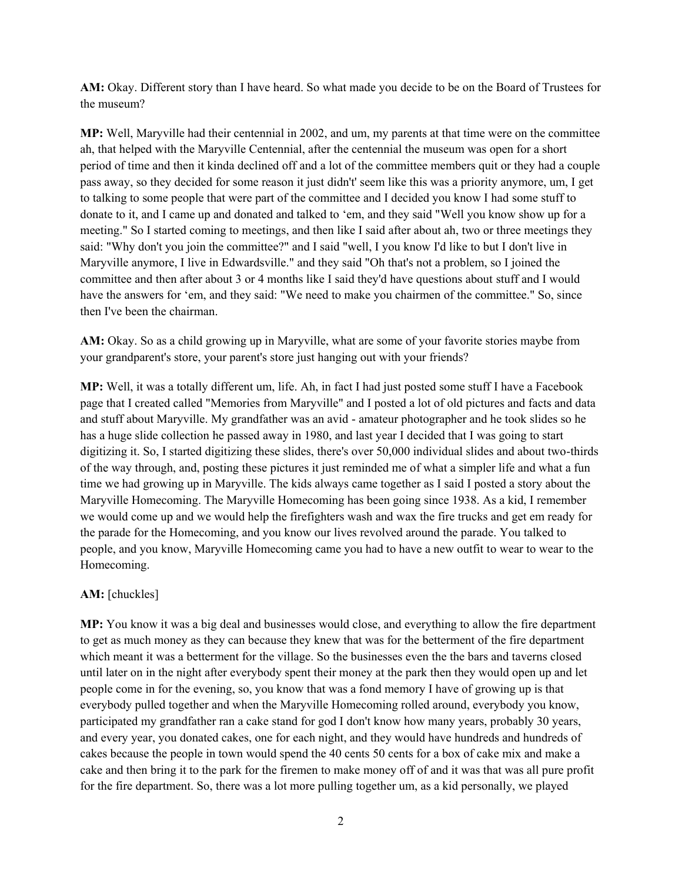**AM:** Okay. Different story than I have heard. So what made you decide to be on the Board of Trustees for the museum?

**MP:** Well, Maryville had their centennial in 2002, and um, my parents at that time were on the committee ah, that helped with the Maryville Centennial, after the centennial the museum was open for a short period of time and then it kinda declined off and a lot of the committee members quit or they had a couple pass away, so they decided for some reason it just didn't' seem like this was a priority anymore, um, I get to talking to some people that were part of the committee and I decided you know I had some stuff to donate to it, and I came up and donated and talked to 'em, and they said "Well you know show up for a meeting." So I started coming to meetings, and then like I said after about ah, two or three meetings they said: "Why don't you join the committee?" and I said "well, I you know I'd like to but I don't live in Maryville anymore, I live in Edwardsville." and they said "Oh that's not a problem, so I joined the committee and then after about 3 or 4 months like I said they'd have questions about stuff and I would have the answers for 'em, and they said: "We need to make you chairmen of the committee." So, since then I've been the chairman.

**AM:** Okay. So as a child growing up in Maryville, what are some of your favorite stories maybe from your grandparent's store, your parent's store just hanging out with your friends?

**MP:** Well, it was a totally different um, life. Ah, in fact I had just posted some stuff I have a Facebook page that I created called "Memories from Maryville" and I posted a lot of old pictures and facts and data and stuff about Maryville. My grandfather was an avid - amateur photographer and he took slides so he has a huge slide collection he passed away in 1980, and last year I decided that I was going to start digitizing it. So, I started digitizing these slides, there's over 50,000 individual slides and about two-thirds of the way through, and, posting these pictures it just reminded me of what a simpler life and what a fun time we had growing up in Maryville. The kids always came together as I said I posted a story about the Maryville Homecoming. The Maryville Homecoming has been going since 1938. As a kid, I remember we would come up and we would help the firefighters wash and wax the fire trucks and get em ready for the parade for the Homecoming, and you know our lives revolved around the parade. You talked to people, and you know, Maryville Homecoming came you had to have a new outfit to wear to wear to the Homecoming.

**AM:** [chuckles]

**MP:** You know it was a big deal and businesses would close, and everything to allow the fire department to get as much money as they can because they knew that was for the betterment of the fire department which meant it was a betterment for the village. So the businesses even the the bars and taverns closed until later on in the night after everybody spent their money at the park then they would open up and let people come in for the evening, so, you know that was a fond memory I have of growing up is that everybody pulled together and when the Maryville Homecoming rolled around, everybody you know, participated my grandfather ran a cake stand for god I don't know how many years, probably 30 years, and every year, you donated cakes, one for each night, and they would have hundreds and hundreds of cakes because the people in town would spend the 40 cents 50 cents for a box of cake mix and make a cake and then bring it to the park for the firemen to make money off of and it was that was all pure profit for the fire department. So, there was a lot more pulling together um, as a kid personally, we played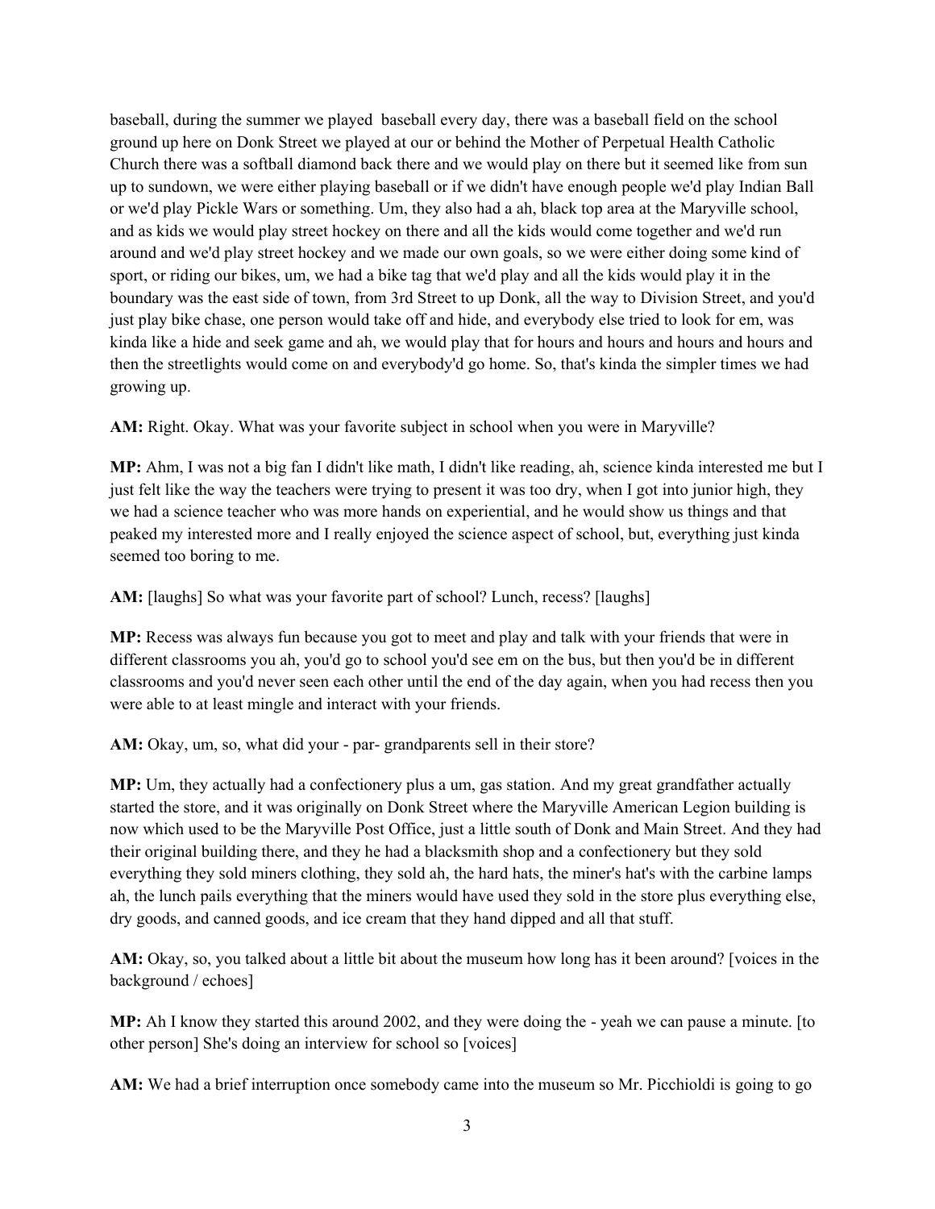baseball, during the summer we played  baseball every day, there was a baseball field on the school ground up here on Donk Street we played at our or behind the Mother of Perpetual Health Catholic Church there was a softball diamond back there and we would play on there but it seemed like from sun up to sundown, we were either playing baseball or if we didn't have enough people we'd play Indian Ball or we'd play Pickle Wars or something. Um, they also had a ah, black top area at the Maryville school, and as kids we would play street hockey on there and all the kids would come together and we'd run around and we'd play street hockey and we made our own goals, so we were either doing some kind of sport, or riding our bikes, um, we had a bike tag that we'd play and all the kids would play it in the boundary was the east side of town, from 3rd Street to up Donk, all the way to Division Street, and you'd just play bike chase, one person would take off and hide, and everybody else tried to look for em, was kinda like a hide and seek game and ah, we would play that for hours and hours and hours and hours and then the streetlights would come on and everybody'd go home. So, that's kinda the simpler times we had growing up.

**AM:** Right. Okay. What was your favorite subject in school when you were in Maryville?

**MP:** Ahm, I was not a big fan I didn't like math, I didn't like reading, ah, science kinda interested me but I just felt like the way the teachers were trying to present it was too dry, when I got into junior high, they we had a science teacher who was more hands on experiential, and he would show us things and that peaked my interested more and I really enjoyed the science aspect of school, but, everything just kinda seemed too boring to me.

**AM:** [laughs] So what was your favorite part of school? Lunch, recess? [laughs]

**MP:** Recess was always fun because you got to meet and play and talk with your friends that were in different classrooms you ah, you'd go to school you'd see em on the bus, but then you'd be in different classrooms and you'd never seen each other until the end of the day again, when you had recess then you were able to at least mingle and interact with your friends.

**AM:** Okay, um, so, what did your - par- grandparents sell in their store?

**MP:** Um, they actually had a confectionery plus a um, gas station. And my great grandfather actually started the store, and it was originally on Donk Street where the Maryville American Legion building is now which used to be the Maryville Post Office, just a little south of Donk and Main Street. And they had their original building there, and they he had a blacksmith shop and a confectionery but they sold everything they sold miners clothing, they sold ah, the hard hats, the miner's hat's with the carbine lamps ah, the lunch pails everything that the miners would have used they sold in the store plus everything else, dry goods, and canned goods, and ice cream that they hand dipped and all that stuff.

**AM:** Okay, so, you talked about a little bit about the museum how long has it been around? [voices in the background / echoes]

**MP:** Ah I know they started this around 2002, and they were doing the - yeah we can pause a minute. [to other person] She's doing an interview for school so [voices]

**AM:** We had a brief interruption once somebody came into the museum so Mr. Picchioldi is going to go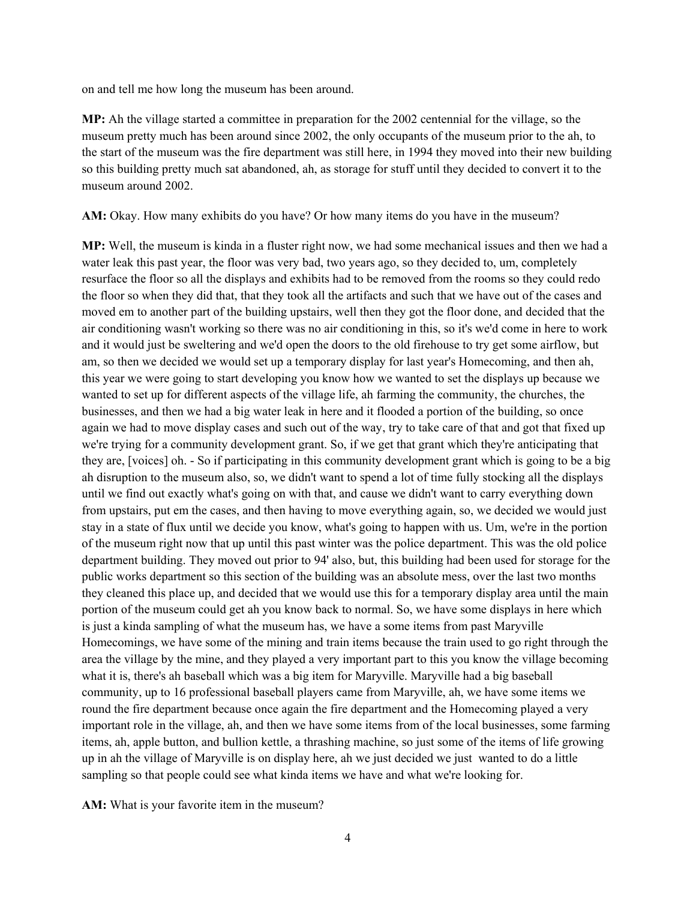on and tell me how long the museum has been around.

**MP:** Ah the village started a committee in preparation for the 2002 centennial for the village, so the museum pretty much has been around since 2002, the only occupants of the museum prior to the ah, to the start of the museum was the fire department was still here, in 1994 they moved into their new building so this building pretty much sat abandoned, ah, as storage for stuff until they decided to convert it to the museum around 2002.

**AM:** Okay. How many exhibits do you have? Or how many items do you have in the museum?

**MP:** Well, the museum is kinda in a fluster right now, we had some mechanical issues and then we had a water leak this past year, the floor was very bad, two years ago, so they decided to, um, completely resurface the floor so all the displays and exhibits had to be removed from the rooms so they could redo the floor so when they did that, that they took all the artifacts and such that we have out of the cases and moved em to another part of the building upstairs, well then they got the floor done, and decided that the air conditioning wasn't working so there was no air conditioning in this, so it's we'd come in here to work and it would just be sweltering and we'd open the doors to the old firehouse to try get some airflow, but am, so then we decided we would set up a temporary display for last year's Homecoming, and then ah, this year we were going to start developing you know how we wanted to set the displays up because we wanted to set up for different aspects of the village life, ah farming the community, the churches, the businesses, and then we had a big water leak in here and it flooded a portion of the building, so once again we had to move display cases and such out of the way, try to take care of that and got that fixed up we're trying for a community development grant. So, if we get that grant which they're anticipating that they are, [voices] oh. - So if participating in this community development grant which is going to be a big ah disruption to the museum also, so, we didn't want to spend a lot of time fully stocking all the displays until we find out exactly what's going on with that, and cause we didn't want to carry everything down from upstairs, put em the cases, and then having to move everything again, so, we decided we would just stay in a state of flux until we decide you know, what's going to happen with us. Um, we're in the portion of the museum right now that up until this past winter was the police department. This was the old police department building. They moved out prior to 94' also, but, this building had been used for storage for the public works department so this section of the building was an absolute mess, over the last two months they cleaned this place up, and decided that we would use this for a temporary display area until the main portion of the museum could get ah you know back to normal. So, we have some displays in here which is just a kinda sampling of what the museum has, we have a some items from past Maryville Homecomings, we have some of the mining and train items because the train used to go right through the area the village by the mine, and they played a very important part to this you know the village becoming what it is, there's ah baseball which was a big item for Maryville. Maryville had a big baseball community, up to 16 professional baseball players came from Maryville, ah, we have some items we round the fire department because once again the fire department and the Homecoming played a very important role in the village, ah, and then we have some items from of the local businesses, some farming items, ah, apple button, and bullion kettle, a thrashing machine, so just some of the items of life growing up in ah the village of Maryville is on display here, ah we just decided we just wanted to do a little sampling so that people could see what kinda items we have and what we're looking for.

**AM:** What is your favorite item in the museum?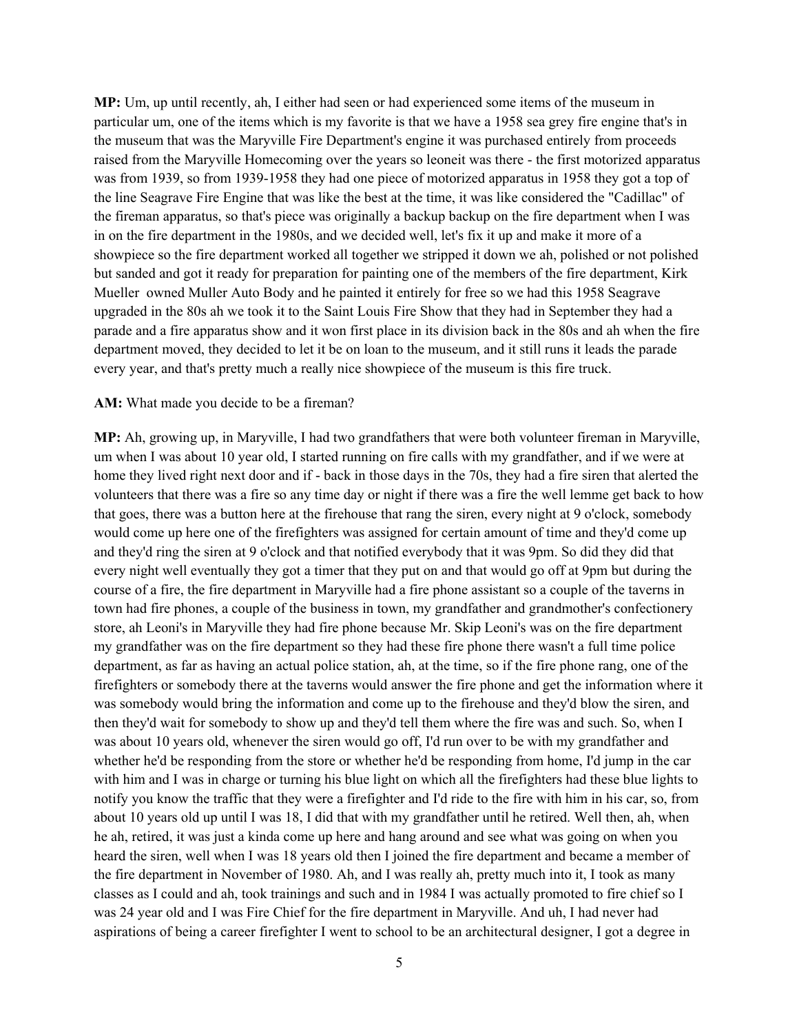**MP:** Um, up until recently, ah, I either had seen or had experienced some items of the museum in particular um, one of the items which is my favorite is that we have a 1958 sea grey fire engine that's in the museum that was the Maryville Fire Department's engine it was purchased entirely from proceeds raised from the Maryville Homecoming over the years so leoneit was there - the first motorized apparatus was from 1939, so from 1939-1958 they had one piece of motorized apparatus in 1958 they got a top of the line Seagrave Fire Engine that was like the best at the time, it was like considered the "Cadillac" of the fireman apparatus, so that's piece was originally a backup backup on the fire department when I was in on the fire department in the 1980s, and we decided well, let's fix it up and make it more of a showpiece so the fire department worked all together we stripped it down we ah, polished or not polished but sanded and got it ready for preparation for painting one of the members of the fire department, Kirk Mueller owned Muller Auto Body and he painted it entirely for free so we had this 1958 Seagrave upgraded in the 80s ah we took it to the Saint Louis Fire Show that they had in September they had a parade and a fire apparatus show and it won first place in its division back in the 80s and ah when the fire department moved, they decided to let it be on loan to the museum, and it still runs it leads the parade every year, and that's pretty much a really nice showpiece of the museum is this fire truck.

**AM:** What made you decide to be a fireman?

**MP:** Ah, growing up, in Maryville, I had two grandfathers that were both volunteer fireman in Maryville, um when I was about 10 year old, I started running on fire calls with my grandfather, and if we were at home they lived right next door and if - back in those days in the 70s, they had a fire siren that alerted the volunteers that there was a fire so any time day or night if there was a fire the well lemme get back to how that goes, there was a button here at the firehouse that rang the siren, every night at 9 o'clock, somebody would come up here one of the firefighters was assigned for certain amount of time and they'd come up and they'd ring the siren at 9 o'clock and that notified everybody that it was 9pm. So did they did that every night well eventually they got a timer that they put on and that would go off at 9pm but during the course of a fire, the fire department in Maryville had a fire phone assistant so a couple of the taverns in town had fire phones, a couple of the business in town, my grandfather and grandmother's confectionery store, ah Leoni's in Maryville they had fire phone because Mr. Skip Leoni's was on the fire department my grandfather was on the fire department so they had these fire phone there wasn't a full time police department, as far as having an actual police station, ah, at the time, so if the fire phone rang, one of the firefighters or somebody there at the taverns would answer the fire phone and get the information where it was somebody would bring the information and come up to the firehouse and they'd blow the siren, and then they'd wait for somebody to show up and they'd tell them where the fire was and such. So, when I was about 10 years old, whenever the siren would go off, I'd run over to be with my grandfather and whether he'd be responding from the store or whether he'd be responding from home, I'd jump in the car with him and I was in charge or turning his blue light on which all the firefighters had these blue lights to notify you know the traffic that they were a firefighter and I'd ride to the fire with him in his car, so, from about 10 years old up until I was 18, I did that with my grandfather until he retired. Well then, ah, when he ah, retired, it was just a kinda come up here and hang around and see what was going on when you heard the siren, well when I was 18 years old then I joined the fire department and became a member of the fire department in November of 1980. Ah, and I was really ah, pretty much into it, I took as many classes as I could and ah, took trainings and such and in 1984 I was actually promoted to fire chief so I was 24 year old and I was Fire Chief for the fire department in Maryville. And uh, I had never had aspirations of being a career firefighter I went to school to be an architectural designer, I got a degree in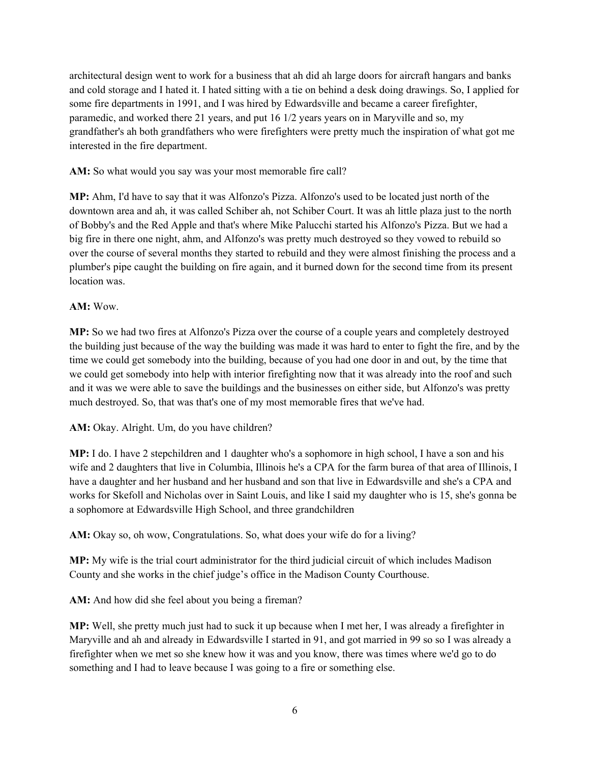architectural design went to work for a business that ah did ah large doors for aircraft hangars and banks and cold storage and I hated it. I hated sitting with a tie on behind a desk doing drawings. So, I applied for some fire departments in 1991, and I was hired by Edwardsville and became a career firefighter, paramedic, and worked there 21 years, and put 16 1/2 years years on in Maryville and so, my grandfather's ah both grandfathers who were firefighters were pretty much the inspiration of what got me interested in the fire department.

**AM:** So what would you say was your most memorable fire call?

**MP:** Ahm, I'd have to say that it was Alfonzo's Pizza. Alfonzo's used to be located just north of the downtown area and ah, it was called Schiber ah, not Schiber Court. It was ah little plaza just to the north of Bobby's and the Red Apple and that's where Mike Palucchi started his Alfonzo's Pizza. But we had a big fire in there one night, ahm, and Alfonzo's was pretty much destroyed so they vowed to rebuild so over the course of several months they started to rebuild and they were almost finishing the process and a plumber's pipe caught the building on fire again, and it burned down for the second time from its present location was.

**AM:** Wow.

**MP:** So we had two fires at Alfonzo's Pizza over the course of a couple years and completely destroyed the building just because of the way the building was made it was hard to enter to fight the fire, and by the time we could get somebody into the building, because of you had one door in and out, by the time that we could get somebody into help with interior firefighting now that it was already into the roof and such and it was we were able to save the buildings and the businesses on either side, but Alfonzo's was pretty much destroyed. So, that was that's one of my most memorable fires that we've had.

**AM:** Okay. Alright. Um, do you have children?

**MP:** I do. I have 2 stepchildren and 1 daughter who's a sophomore in high school, I have a son and his wife and 2 daughters that live in Columbia, Illinois he's a CPA for the farm burea of that area of Illinois, I have a daughter and her husband and her husband and son that live in Edwardsville and she's a CPA and works for Skefoll and Nicholas over in Saint Louis, and like I said my daughter who is 15, she's gonna be a sophomore at Edwardsville High School, and three grandchildren

**AM:** Okay so, oh wow, Congratulations. So, what does your wife do for a living?

**MP:** My wife is the trial court administrator for the third judicial circuit of which includes Madison County and she works in the chief judge's office in the Madison County Courthouse.

**AM:** And how did she feel about you being a fireman?

**MP:** Well, she pretty much just had to suck it up because when I met her, I was already a firefighter in Maryville and ah and already in Edwardsville I started in 91, and got married in 99 so so I was already a firefighter when we met so she knew how it was and you know, there was times where we'd go to do something and I had to leave because I was going to a fire or something else.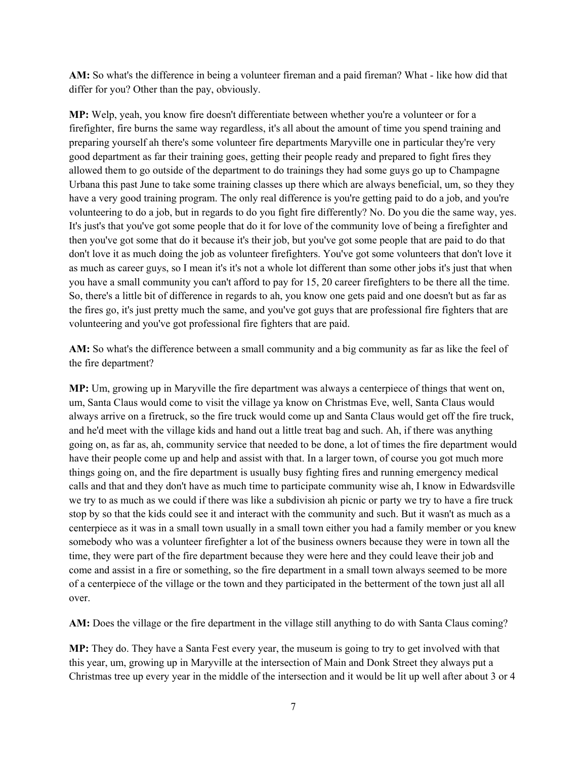**AM:** So what's the difference in being a volunteer fireman and a paid fireman? What - like how did that differ for you? Other than the pay, obviously.

**MP:** Welp, yeah, you know fire doesn't differentiate between whether you're a volunteer or for a firefighter, fire burns the same way regardless, it's all about the amount of time you spend training and preparing yourself ah there's some volunteer fire departments Maryville one in particular they're very good department as far their training goes, getting their people ready and prepared to fight fires they allowed them to go outside of the department to do trainings they had some guys go up to Champagne Urbana this past June to take some training classes up there which are always beneficial, um, so they they have a very good training program. The only real difference is you're getting paid to do a job, and you're volunteering to do a job, but in regards to do you fight fire differently? No. Do you die the same way, yes. It's just's that you've got some people that do it for love of the community love of being a firefighter and then you've got some that do it because it's their job, but you've got some people that are paid to do that don't love it as much doing the job as volunteer firefighters. You've got some volunteers that don't love it as much as career guys, so I mean it's it's not a whole lot different than some other jobs it's just that when you have a small community you can't afford to pay for 15, 20 career firefighters to be there all the time. So, there's a little bit of difference in regards to ah, you know one gets paid and one doesn't but as far as the fires go, it's just pretty much the same, and you've got guys that are professional fire fighters that are volunteering and you've got professional fire fighters that are paid.

**AM:** So what's the difference between a small community and a big community as far as like the feel of the fire department?

**MP:** Um, growing up in Maryville the fire department was always a centerpiece of things that went on, um, Santa Claus would come to visit the village ya know on Christmas Eve, well, Santa Claus would always arrive on a firetruck, so the fire truck would come up and Santa Claus would get off the fire truck, and he'd meet with the village kids and hand out a little treat bag and such. Ah, if there was anything going on, as far as, ah, community service that needed to be done, a lot of times the fire department would have their people come up and help and assist with that. In a larger town, of course you got much more things going on, and the fire department is usually busy fighting fires and running emergency medical calls and that and they don't have as much time to participate community wise ah, I know in Edwardsville we try to as much as we could if there was like a subdivision ah picnic or party we try to have a fire truck stop by so that the kids could see it and interact with the community and such. But it wasn't as much as a centerpiece as it was in a small town usually in a small town either you had a family member or you knew somebody who was a volunteer firefighter a lot of the business owners because they were in town all the time, they were part of the fire department because they were here and they could leave their job and come and assist in a fire or something, so the fire department in a small town always seemed to be more of a centerpiece of the village or the town and they participated in the betterment of the town just all all over.

**AM:** Does the village or the fire department in the village still anything to do with Santa Claus coming?

**MP:** They do. They have a Santa Fest every year, the museum is going to try to get involved with that this year, um, growing up in Maryville at the intersection of Main and Donk Street they always put a Christmas tree up every year in the middle of the intersection and it would be lit up well after about 3 or 4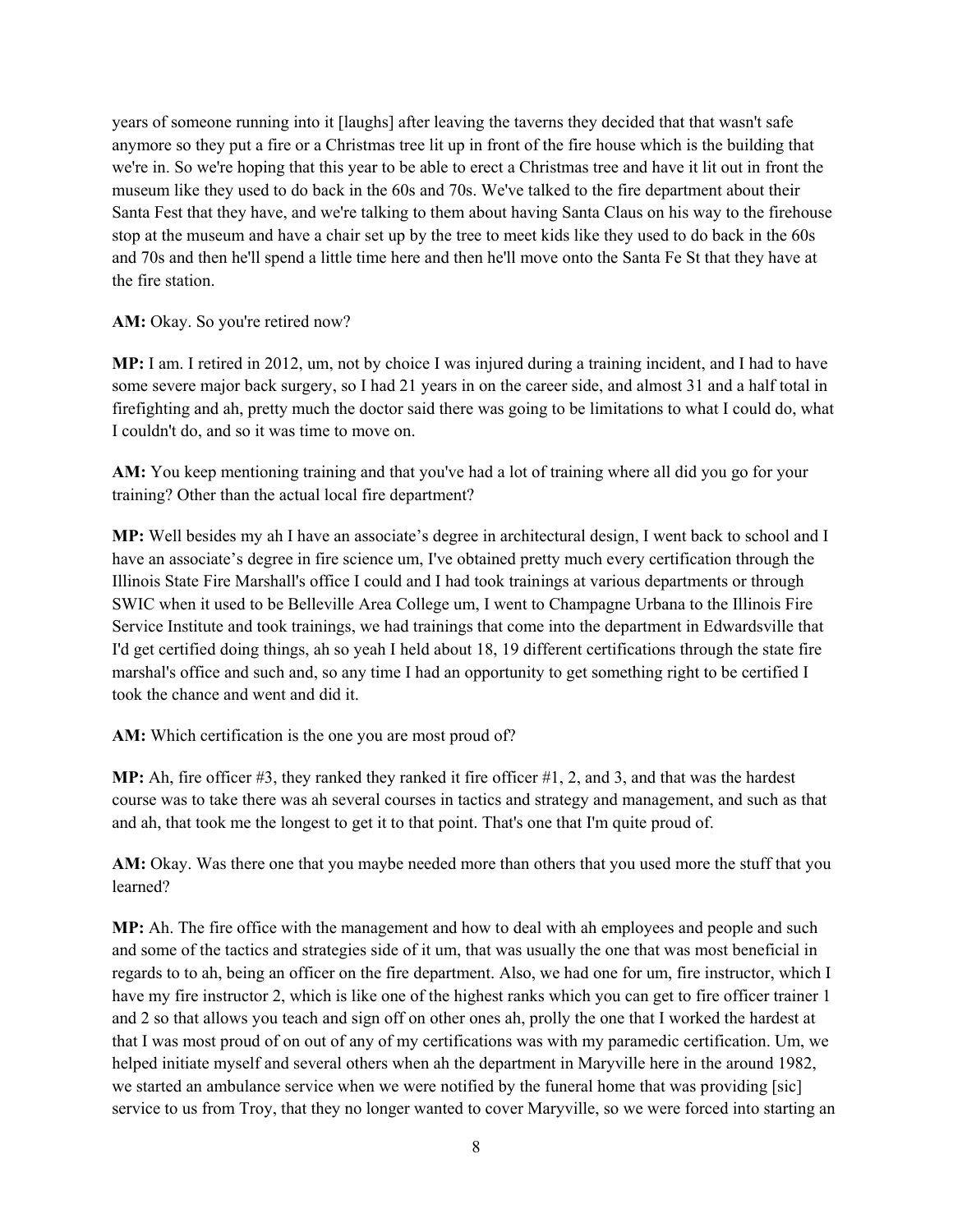years of someone running into it [laughs] after leaving the taverns they decided that that wasn't safe anymore so they put a fire or a Christmas tree lit up in front of the fire house which is the building that we're in. So we're hoping that this year to be able to erect a Christmas tree and have it lit out in front the museum like they used to do back in the 60s and 70s. We've talked to the fire department about their Santa Fest that they have, and we're talking to them about having Santa Claus on his way to the firehouse stop at the museum and have a chair set up by the tree to meet kids like they used to do back in the 60s and 70s and then he'll spend a little time here and then he'll move onto the Santa Fe St that they have at the fire station.

**AM:** Okay. So you're retired now?

**MP:** I am. I retired in 2012, um, not by choice I was injured during a training incident, and I had to have some severe major back surgery, so I had 21 years in on the career side, and almost 31 and a half total in firefighting and ah, pretty much the doctor said there was going to be limitations to what I could do, what I couldn't do, and so it was time to move on.

**AM:** You keep mentioning training and that you've had a lot of training where all did you go for your training? Other than the actual local fire department?

**MP:** Well besides my ah I have an associate's degree in architectural design, I went back to school and I have an associate's degree in fire science um, I've obtained pretty much every certification through the Illinois State Fire Marshall's office I could and I had took trainings at various departments or through SWIC when it used to be Belleville Area College um, I went to Champagne Urbana to the Illinois Fire Service Institute and took trainings, we had trainings that come into the department in Edwardsville that I'd get certified doing things, ah so yeah I held about 18, 19 different certifications through the state fire marshal's office and such and, so any time I had an opportunity to get something right to be certified I took the chance and went and did it.

**AM:** Which certification is the one you are most proud of?

**MP:** Ah, fire officer #3, they ranked they ranked it fire officer #1, 2, and 3, and that was the hardest course was to take there was ah several courses in tactics and strategy and management, and such as that and ah, that took me the longest to get it to that point. That's one that I'm quite proud of.

**AM:** Okay. Was there one that you maybe needed more than others that you used more the stuff that you learned?

**MP:** Ah. The fire office with the management and how to deal with ah employees and people and such and some of the tactics and strategies side of it um, that was usually the one that was most beneficial in regards to to ah, being an officer on the fire department. Also, we had one for um, fire instructor, which I have my fire instructor 2, which is like one of the highest ranks which you can get to fire officer trainer 1 and 2 so that allows you teach and sign off on other ones ah, prolly the one that I worked the hardest at that I was most proud of on out of any of my certifications was with my paramedic certification. Um, we helped initiate myself and several others when ah the department in Maryville here in the around 1982, we started an ambulance service when we were notified by the funeral home that was providing [sic] service to us from Troy, that they no longer wanted to cover Maryville, so we were forced into starting an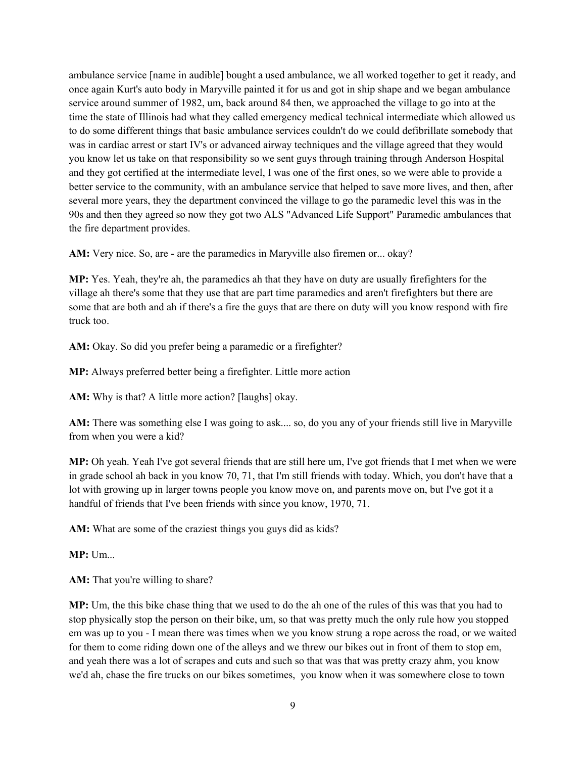ambulance service [name in audible] bought a used ambulance, we all worked together to get it ready, and once again Kurt's auto body in Maryville painted it for us and got in ship shape and we began ambulance service around summer of 1982, um, back around 84 then, we approached the village to go into at the time the state of Illinois had what they called emergency medical technical intermediate which allowed us to do some different things that basic ambulance services couldn't do we could defibrillate somebody that was in cardiac arrest or start IV's or advanced airway techniques and the village agreed that they would you know let us take on that responsibility so we sent guys through training through Anderson Hospital and they got certified at the intermediate level, I was one of the first ones, so we were able to provide a better service to the community, with an ambulance service that helped to save more lives, and then, after several more years, they the department convinced the village to go the paramedic level this was in the 90s and then they agreed so now they got two ALS "Advanced Life Support" Paramedic ambulances that the fire department provides.

**AM:** Very nice. So, are - are the paramedics in Maryville also firemen or... okay?

**MP:** Yes. Yeah, they're ah, the paramedics ah that they have on duty are usually firefighters for the village ah there's some that they use that are part time paramedics and aren't firefighters but there are some that are both and ah if there's a fire the guys that are there on duty will you know respond with fire truck too.

**AM:** Okay. So did you prefer being a paramedic or a firefighter?

**MP:** Always preferred better being a firefighter. Little more action

**AM:** Why is that? A little more action? [laughs] okay.

**AM:** There was something else I was going to ask.... so, do you any of your friends still live in Maryville from when you were a kid?

**MP:** Oh yeah. Yeah I've got several friends that are still here um, I've got friends that I met when we were in grade school ah back in you know 70, 71, that I'm still friends with today. Which, you don't have that a lot with growing up in larger towns people you know move on, and parents move on, but I've got it a handful of friends that I've been friends with since you know, 1970, 71.

**AM:** What are some of the craziest things you guys did as kids?

**MP:** Um...

**AM:** That you're willing to share?

**MP:** Um, the this bike chase thing that we used to do the ah one of the rules of this was that you had to stop physically stop the person on their bike, um, so that was pretty much the only rule how you stopped em was up to you - I mean there was times when we you know strung a rope across the road, or we waited for them to come riding down one of the alleys and we threw our bikes out in front of them to stop em, and yeah there was a lot of scrapes and cuts and such so that was that was pretty crazy ahm, you know we'd ah, chase the fire trucks on our bikes sometimes, you know when it was somewhere close to town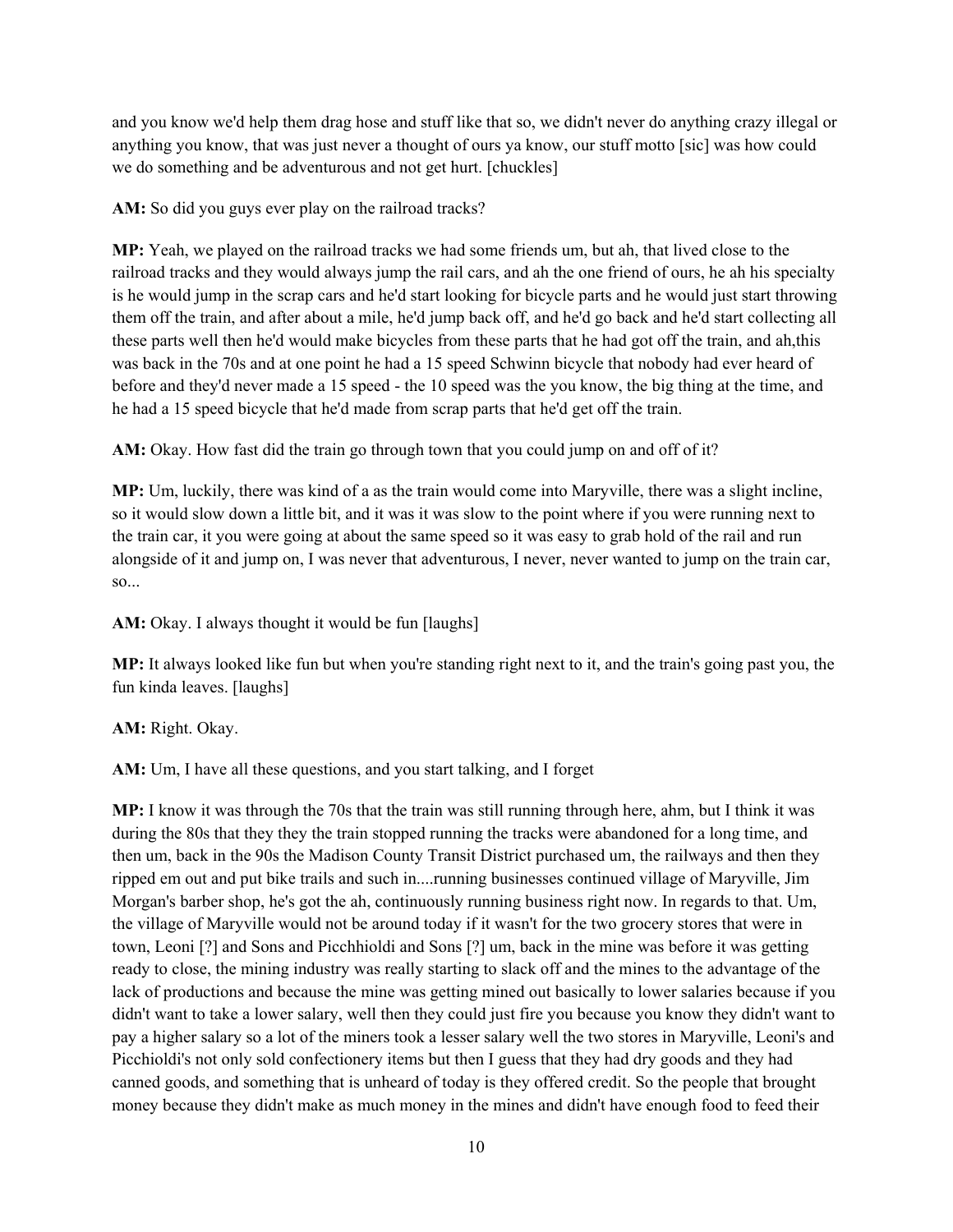and you know we'd help them drag hose and stuff like that so, we didn't never do anything crazy illegal or anything you know, that was just never a thought of ours ya know, our stuff motto [sic] was how could we do something and be adventurous and not get hurt. [chuckles]

**AM:** So did you guys ever play on the railroad tracks?

**MP:** Yeah, we played on the railroad tracks we had some friends um, but ah, that lived close to the railroad tracks and they would always jump the rail cars, and ah the one friend of ours, he ah his specialty is he would jump in the scrap cars and he'd start looking for bicycle parts and he would just start throwing them off the train, and after about a mile, he'd jump back off, and he'd go back and he'd start collecting all these parts well then he'd would make bicycles from these parts that he had got off the train, and ah,this was back in the 70s and at one point he had a 15 speed Schwinn bicycle that nobody had ever heard of before and they'd never made a 15 speed - the 10 speed was the you know, the big thing at the time, and he had a 15 speed bicycle that he'd made from scrap parts that he'd get off the train.

**AM:** Okay. How fast did the train go through town that you could jump on and off of it?

**MP:** Um, luckily, there was kind of a as the train would come into Maryville, there was a slight incline, so it would slow down a little bit, and it was it was slow to the point where if you were running next to the train car, it you were going at about the same speed so it was easy to grab hold of the rail and run alongside of it and jump on, I was never that adventurous, I never, never wanted to jump on the train car, so...

**AM:** Okay. I always thought it would be fun [laughs]

**MP:** It always looked like fun but when you're standing right next to it, and the train's going past you, the fun kinda leaves. [laughs]

**AM:** Right. Okay.

**AM:** Um, I have all these questions, and you start talking, and I forget

**MP:** I know it was through the 70s that the train was still running through here, ahm, but I think it was during the 80s that they they the train stopped running the tracks were abandoned for a long time, and then um, back in the 90s the Madison County Transit District purchased um, the railways and then they ripped em out and put bike trails and such in....running businesses continued village of Maryville, Jim Morgan's barber shop, he's got the ah, continuously running business right now. In regards to that. Um, the village of Maryville would not be around today if it wasn't for the two grocery stores that were in town, Leoni [?] and Sons and Picchhioldi and Sons [?] um, back in the mine was before it was getting ready to close, the mining industry was really starting to slack off and the mines to the advantage of the lack of productions and because the mine was getting mined out basically to lower salaries because if you didn't want to take a lower salary, well then they could just fire you because you know they didn't want to pay a higher salary so a lot of the miners took a lesser salary well the two stores in Maryville, Leoni's and Picchioldi's not only sold confectionery items but then I guess that they had dry goods and they had canned goods, and something that is unheard of today is they offered credit. So the people that brought money because they didn't make as much money in the mines and didn't have enough food to feed their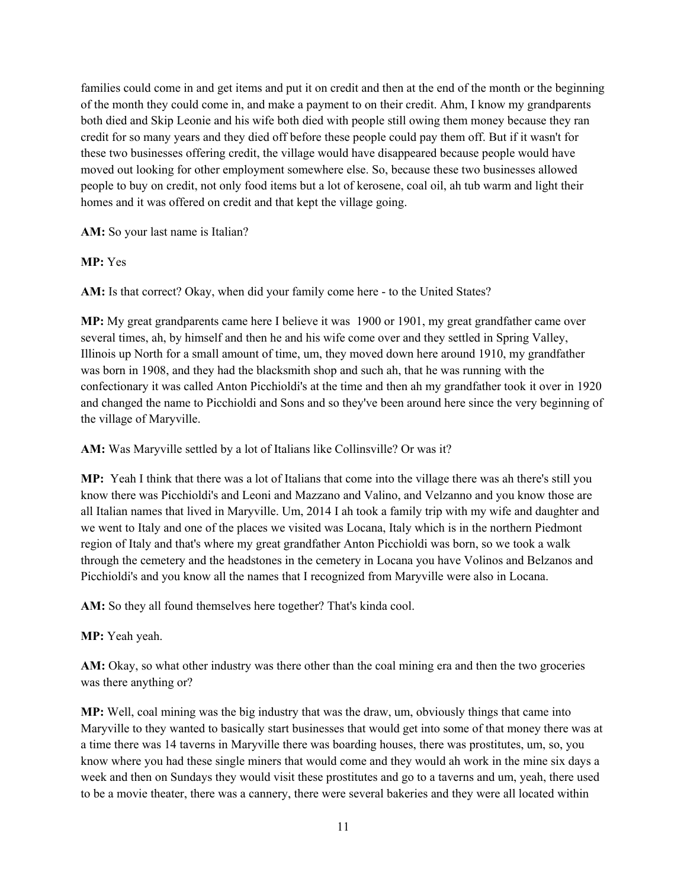families could come in and get items and put it on credit and then at the end of the month or the beginning of the month they could come in, and make a payment to on their credit. Ahm, I know my grandparents both died and Skip Leonie and his wife both died with people still owing them money because they ran credit for so many years and they died off before these people could pay them off. But if it wasn't for these two businesses offering credit, the village would have disappeared because people would have moved out looking for other employment somewhere else. So, because these two businesses allowed people to buy on credit, not only food items but a lot of kerosene, coal oil, ah tub warm and light their homes and it was offered on credit and that kept the village going.

**AM:** So your last name is Italian?

**MP:** Yes

**AM:** Is that correct? Okay, when did your family come here - to the United States?

**MP:** My great grandparents came here I believe it was 1900 or 1901, my great grandfather came over several times, ah, by himself and then he and his wife come over and they settled in Spring Valley, Illinois up North for a small amount of time, um, they moved down here around 1910, my grandfather was born in 1908, and they had the blacksmith shop and such ah, that he was running with the confectionary it was called Anton Picchioldi's at the time and then ah my grandfather took it over in 1920 and changed the name to Picchioldi and Sons and so they've been around here since the very beginning of the village of Maryville.

**AM:** Was Maryville settled by a lot of Italians like Collinsville? Or was it?

**MP:** Yeah I think that there was a lot of Italians that come into the village there was ah there's still you know there was Picchioldi's and Leoni and Mazzano and Valino, and Velzanno and you know those are all Italian names that lived in Maryville. Um, 2014 I ah took a family trip with my wife and daughter and we went to Italy and one of the places we visited was Locana, Italy which is in the northern Piedmont region of Italy and that's where my great grandfather Anton Picchioldi was born, so we took a walk through the cemetery and the headstones in the cemetery in Locana you have Volinos and Belzanos and Picchioldi's and you know all the names that I recognized from Maryville were also in Locana.

**AM:** So they all found themselves here together? That's kinda cool.

**MP:** Yeah yeah.

**AM:** Okay, so what other industry was there other than the coal mining era and then the two groceries was there anything or?

**MP:** Well, coal mining was the big industry that was the draw, um, obviously things that came into Maryville to they wanted to basically start businesses that would get into some of that money there was at a time there was 14 taverns in Maryville there was boarding houses, there was prostitutes, um, so, you know where you had these single miners that would come and they would ah work in the mine six days a week and then on Sundays they would visit these prostitutes and go to a taverns and um, yeah, there used to be a movie theater, there was a cannery, there were several bakeries and they were all located within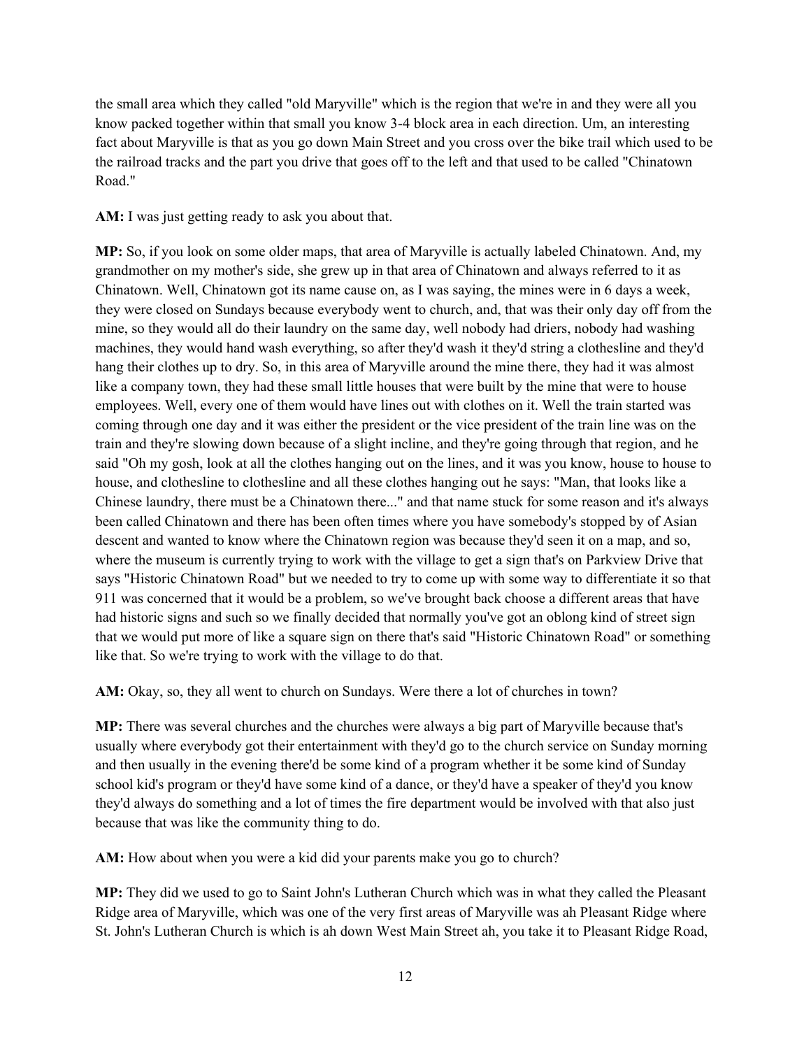the small area which they called "old Maryville" which is the region that we're in and they were all you know packed together within that small you know 3-4 block area in each direction. Um, an interesting fact about Maryville is that as you go down Main Street and you cross over the bike trail which used to be the railroad tracks and the part you drive that goes off to the left and that used to be called "Chinatown Road."

**AM:** I was just getting ready to ask you about that.

**MP:** So, if you look on some older maps, that area of Maryville is actually labeled Chinatown. And, my grandmother on my mother's side, she grew up in that area of Chinatown and always referred to it as Chinatown. Well, Chinatown got its name cause on, as I was saying, the mines were in 6 days a week, they were closed on Sundays because everybody went to church, and, that was their only day off from the mine, so they would all do their laundry on the same day, well nobody had driers, nobody had washing machines, they would hand wash everything, so after they'd wash it they'd string a clothesline and they'd hang their clothes up to dry. So, in this area of Maryville around the mine there, they had it was almost like a company town, they had these small little houses that were built by the mine that were to house employees. Well, every one of them would have lines out with clothes on it. Well the train started was coming through one day and it was either the president or the vice president of the train line was on the train and they're slowing down because of a slight incline, and they're going through that region, and he said "Oh my gosh, look at all the clothes hanging out on the lines, and it was you know, house to house to house, and clothesline to clothesline and all these clothes hanging out he says: "Man, that looks like a Chinese laundry, there must be a Chinatown there..." and that name stuck for some reason and it's always been called Chinatown and there has been often times where you have somebody's stopped by of Asian descent and wanted to know where the Chinatown region was because they'd seen it on a map, and so, where the museum is currently trying to work with the village to get a sign that's on Parkview Drive that says "Historic Chinatown Road" but we needed to try to come up with some way to differentiate it so that 911 was concerned that it would be a problem, so we've brought back choose a different areas that have had historic signs and such so we finally decided that normally you've got an oblong kind of street sign that we would put more of like a square sign on there that's said "Historic Chinatown Road" or something like that. So we're trying to work with the village to do that.

**AM:** Okay, so, they all went to church on Sundays. Were there a lot of churches in town?

**MP:** There was several churches and the churches were always a big part of Maryville because that's usually where everybody got their entertainment with they'd go to the church service on Sunday morning and then usually in the evening there'd be some kind of a program whether it be some kind of Sunday school kid's program or they'd have some kind of a dance, or they'd have a speaker of they'd you know they'd always do something and a lot of times the fire department would be involved with that also just because that was like the community thing to do.

**AM:** How about when you were a kid did your parents make you go to church?

**MP:** They did we used to go to Saint John's Lutheran Church which was in what they called the Pleasant Ridge area of Maryville, which was one of the very first areas of Maryville was ah Pleasant Ridge where St. John's Lutheran Church is which is ah down West Main Street ah, you take it to Pleasant Ridge Road,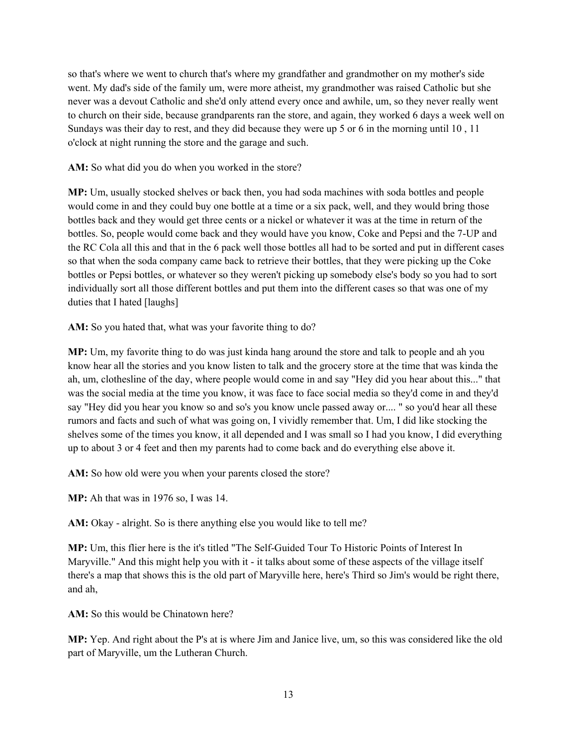so that's where we went to church that's where my grandfather and grandmother on my mother's side went. My dad's side of the family um, were more atheist, my grandmother was raised Catholic but she never was a devout Catholic and she'd only attend every once and awhile, um, so they never really went to church on their side, because grandparents ran the store, and again, they worked 6 days a week well on Sundays was their day to rest, and they did because they were up 5 or 6 in the morning until 10 , 11 o'clock at night running the store and the garage and such.

**AM:** So what did you do when you worked in the store?

**MP:** Um, usually stocked shelves or back then, you had soda machines with soda bottles and people would come in and they could buy one bottle at a time or a six pack, well, and they would bring those bottles back and they would get three cents or a nickel or whatever it was at the time in return of the bottles. So, people would come back and they would have you know, Coke and Pepsi and the 7-UP and the RC Cola all this and that in the 6 pack well those bottles all had to be sorted and put in different cases so that when the soda company came back to retrieve their bottles, that they were picking up the Coke bottles or Pepsi bottles, or whatever so they weren't picking up somebody else's body so you had to sort individually sort all those different bottles and put them into the different cases so that was one of my duties that I hated [laughs]

**AM:** So you hated that, what was your favorite thing to do?

**MP:** Um, my favorite thing to do was just kinda hang around the store and talk to people and ah you know hear all the stories and you know listen to talk and the grocery store at the time that was kinda the ah, um, clothesline of the day, where people would come in and say "Hey did you hear about this..." that was the social media at the time you know, it was face to face social media so they'd come in and they'd say "Hey did you hear you know so and so's you know uncle passed away or.... " so you'd hear all these rumors and facts and such of what was going on, I vividly remember that. Um, I did like stocking the shelves some of the times you know, it all depended and I was small so I had you know, I did everything up to about 3 or 4 feet and then my parents had to come back and do everything else above it.

**AM:** So how old were you when your parents closed the store?

**MP:** Ah that was in 1976 so, I was 14.

**AM:** Okay - alright. So is there anything else you would like to tell me?

**MP:** Um, this flier here is the it's titled "The Self-Guided Tour To Historic Points of Interest In Maryville." And this might help you with it - it talks about some of these aspects of the village itself there's a map that shows this is the old part of Maryville here, here's Third so Jim's would be right there, and ah,

**AM:** So this would be Chinatown here?

**MP:** Yep. And right about the P's at is where Jim and Janice live, um, so this was considered like the old part of Maryville, um the Lutheran Church.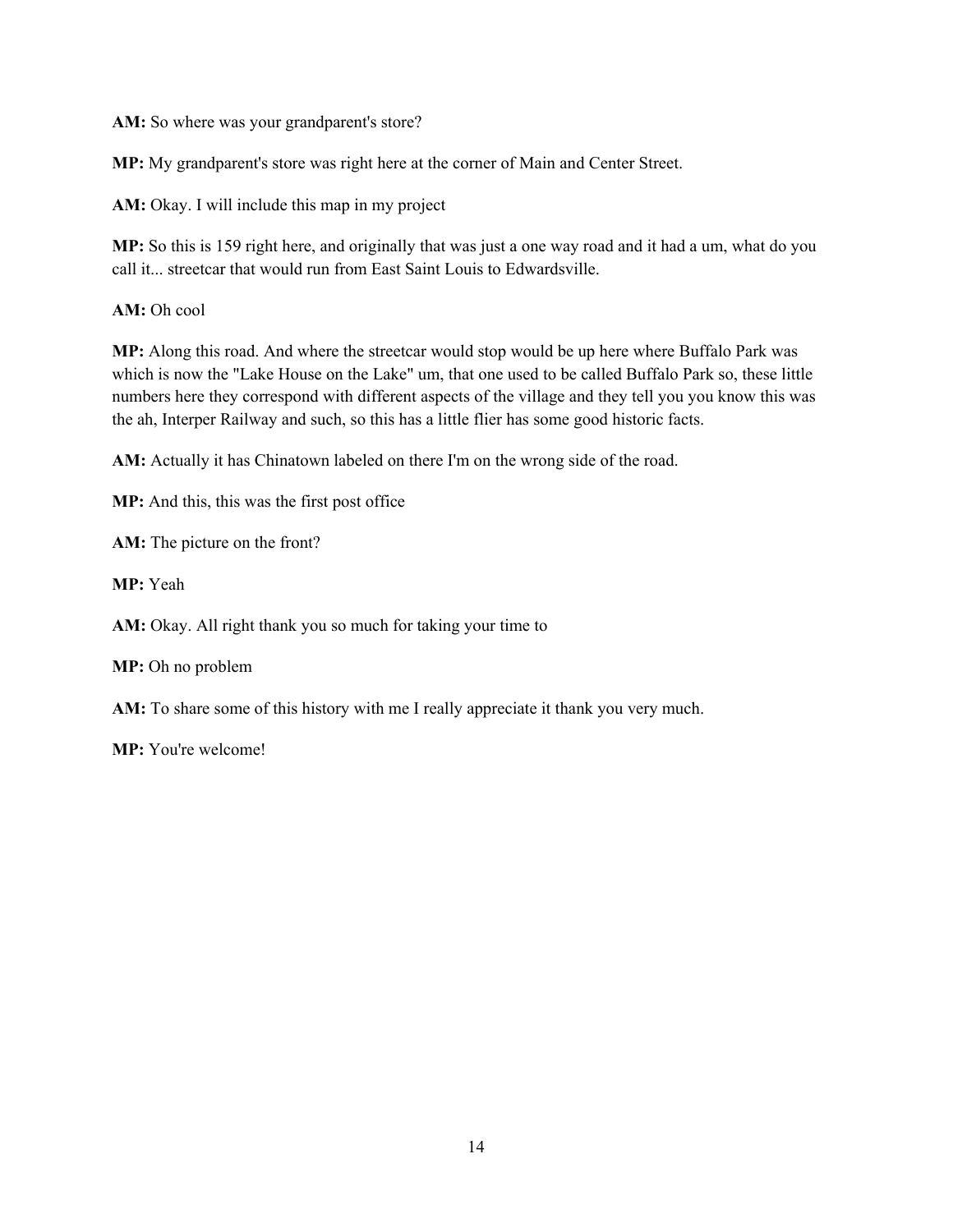**AM:** So where was your grandparent's store?

**MP:** My grandparent's store was right here at the corner of Main and Center Street.

**AM:** Okay. I will include this map in my project

**MP:** So this is 159 right here, and originally that was just a one way road and it had a um, what do you call it... streetcar that would run from East Saint Louis to Edwardsville.

**AM:** Oh cool

**MP:** Along this road. And where the streetcar would stop would be up here where Buffalo Park was which is now the "Lake House on the Lake" um, that one used to be called Buffalo Park so, these little numbers here they correspond with different aspects of the village and they tell you you know this was the ah, Interper Railway and such, so this has a little flier has some good historic facts.

**AM:** Actually it has Chinatown labeled on there I'm on the wrong side of the road.

**MP:** And this, this was the first post office

**AM:** The picture on the front?

**MP:** Yeah

**AM:** Okay. All right thank you so much for taking your time to

**MP:** Oh no problem

**AM:** To share some of this history with me I really appreciate it thank you very much.

**MP:** You're welcome!